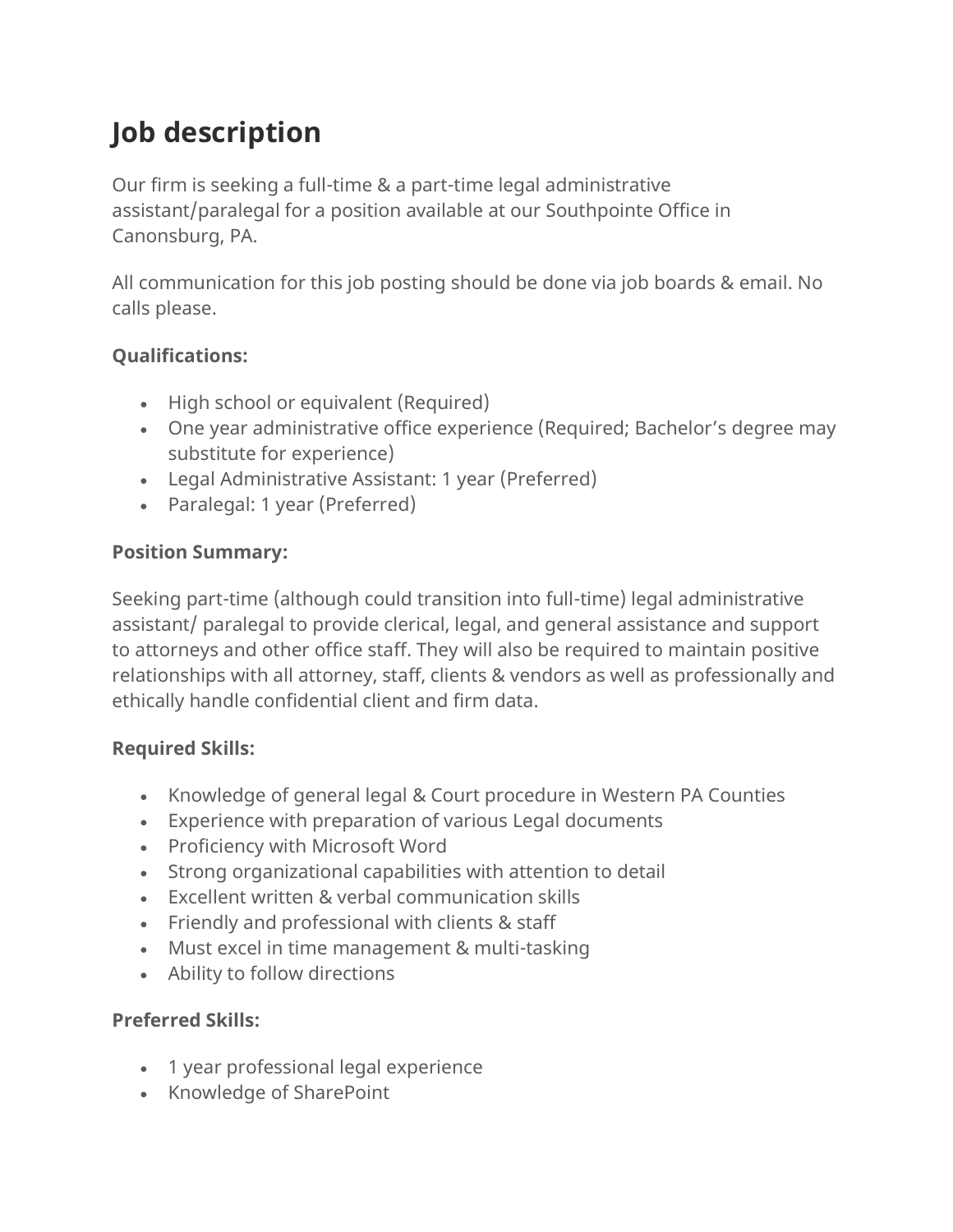# Job description

Our firm is seeking a full-time & a part-time legal administrative assistant/paralegal for a position available at our Southpointe Office in Canonsburg, PA.

All communication for this job posting should be done via job boards & email. No calls please.

**Qualifications:**

- High school or equivalent (Required)
- One year administrative office experience (Required; Bachelor's degree may substitute for experience)
- Legal Administrative Assistant: 1 year (Preferred)
- Paralegal: 1 year (Preferred)

**Position Summary:**

Seeking part-time (although could transition into full-time) legal administrative assistant/ paralegal to provide clerical, legal, and general assistance and support to attorneys and other office staff. They will also be required to maintain positive relationships with all attorney, staff, clients & vendors as well as professionally and ethically handle confidential client and firm data.

**Required Skills:**

- Knowledge of general legal & Court procedure in Western PA Counties
- Experience with preparation of various Legal documents
- Proficiency with Microsoft Word
- Strong organizational capabilities with attention to detail
- Excellent written & verbal communication skills
- Friendly and professional with clients & staff
- Must excel in time management & multi-tasking
- Ability to follow directions

**Preferred Skills:**

- 1 year professional legal experience
- Knowledge of SharePoint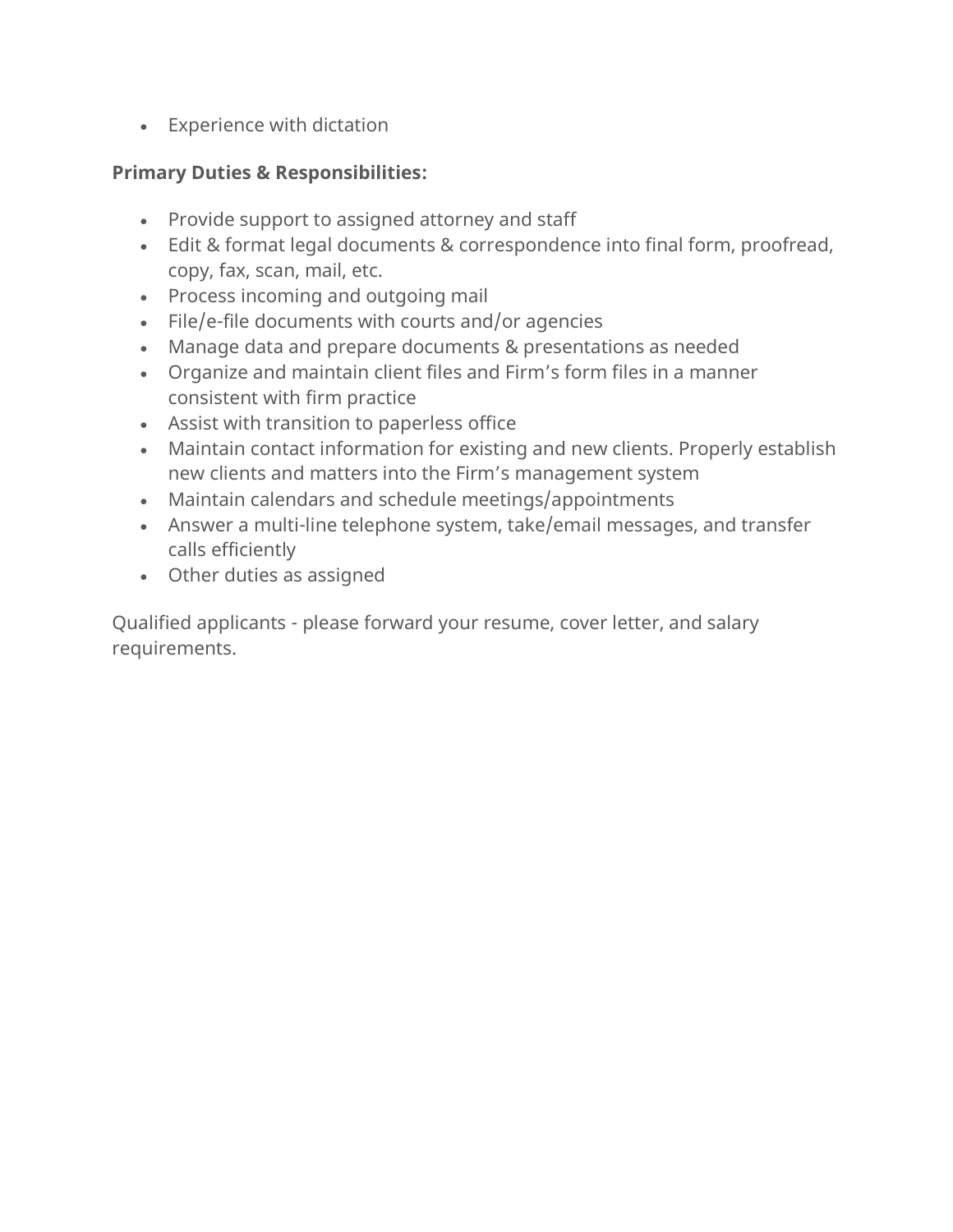- Experience with dictation

**Primary Duties & Responsibilities:**

- Provide support to assigned attorney and staff
- Edit & format legal documents & correspondence into final form, proofread, copy, fax, scan, mail, etc.
- Process incoming and outgoing mail
- File/e-file documents with courts and/or agencies
- Manage data and prepare documents & presentations as needed
- Organize and maintain client files and Firm's form files in a manner consistent with firm practice
- Assist with transition to paperless office
- Maintain contact information for existing and new clients. Properly establish new clients and matters into the Firm's management system
- Maintain calendars and schedule meetings/appointments
- Answer a multi-line telephone system, take/email messages, and transfer calls efficiently
- Other duties as assigned

Qualified applicants - please forward your resume, cover letter, and salary requirements.